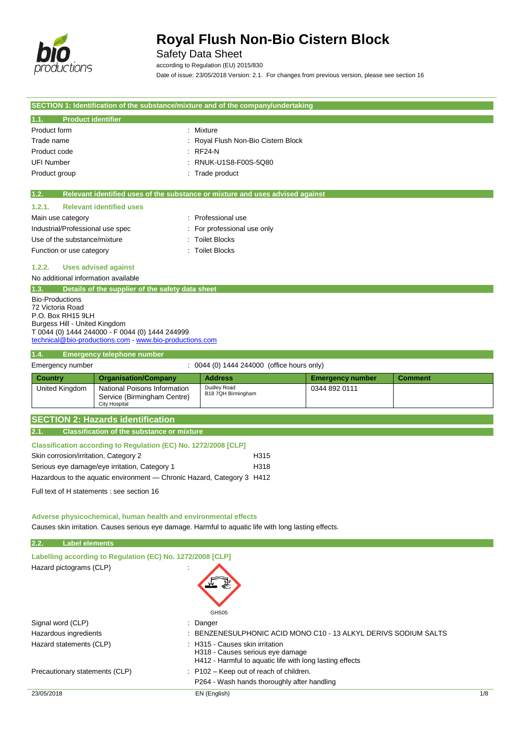# Royal Flush Non-Bio Cistern Block

Safety Data Sheet

according to Regulation (EU) 2015/830

Date of issue: 23/05/2018 Version: 2.1. For changes from previous version, please see section 16

## SECTION 1: Identification of the substance/mixture and of the company/undertaking

### 1.1. Product identifier

| | |
|---|---|
| Product form | : Mixture |
| Trade name | : Royal Flush Non-Bio Cistern Block |
| Product code | : RF24-N |
| UFI Number | : RNUK-U1S8-F00S-5Q80 |
| Product group | : Trade product |

### 1.2. Relevant identified uses of the substance or mixture and uses advised against

#### 1.2.1. Relevant identified uses

| | |
|---|---|
| Main use category | : Professional use |
| Industrial/Professional use spec | : For professional use only |
| Use of the substance/mixture | : Toilet Blocks |
| Function or use category | : Toilet Blocks |

#### 1.2.2. Uses advised against

No additional information available

### 1.3. Details of the supplier of the safety data sheet

Bio-Productions
72 Victoria Road
P.O. Box RH15 9LH
Burgess Hill - United Kingdom
T 0044 (0) 1444 244000 - F 0044 (0) 1444 244999
technical@bio-productions.com - www.bio-productions.com

### 1.4. Emergency telephone number

Emergency number : 0044 (0) 1444 244000 (office hours only)

| Country | Organisation/Company | Address | Emergency number | Comment |
|---|---|---|---|---|
| United Kingdom | National Poisons Information Service (Birmingham Centre) City Hospital | Dudley Road B18 7QH Birmingham | 0344 892 0111 | |

## SECTION 2: Hazards identification

### 2.1. Classification of the substance or mixture

**Classification according to Regulation (EC) No. 1272/2008 [CLP]**

| | |
|---|---|
| Skin corrosion/irritation, Category 2 | H315 |
| Serious eye damage/eye irritation, Category 1 | H318 |
| Hazardous to the aquatic environment — Chronic Hazard, Category 3 | H412 |

Full text of H statements : see section 16

**Adverse physicochemical, human health and environmental effects**

Causes skin irritation. Causes serious eye damage. Harmful to aquatic life with long lasting effects.

### 2.2. Label elements

**Labelling according to Regulation (EC) No. 1272/2008 [CLP]**

Hazard pictograms (CLP) :

GHS05

| | |
|---|---|
| Signal word (CLP) | : Danger |
| Hazardous ingredients | : BENZENESULPHONIC ACID MONO C10 - 13 ALKYL DERIVS SODIUM SALTS |
| Hazard statements (CLP) | : H315 - Causes skin irritation<br>H318 - Causes serious eye damage<br>H412 - Harmful to aquatic life with long lasting effects |
| Precautionary statements (CLP) | : P102 – Keep out of reach of children.<br>P264 - Wash hands thoroughly after handling |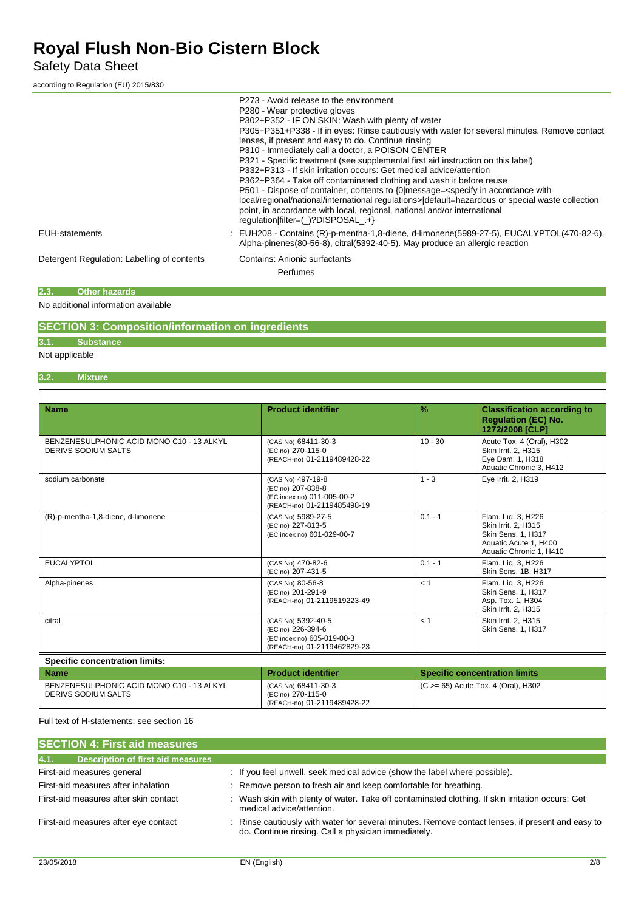| | |
|---|---|
| | P273 - Avoid release to the environment<br>P280 - Wear protective gloves<br>P302+P352 - IF ON SKIN: Wash with plenty of water<br>P305+P351+P338 - If in eyes: Rinse cautiously with water for several minutes. Remove contact lenses, if present and easy to do. Continue rinsing<br>P310 - Immediately call a doctor, a POISON CENTER<br>P321 - Specific treatment (see supplemental first aid instruction on this label)<br>P332+P313 - If skin irritation occurs: Get medical advice/attention<br>P362+P364 - Take off contaminated clothing and wash it before reuse<br>P501 - Dispose of container, contents to {0\|message=<specify in accordance with local/regional/national/international regulations>\|default=hazardous or special waste collection point, in accordance with local, regional, national and/or international regulation\|filter=(_)?DISPOSAL_.+} |
| EUH-statements | : EUH208 - Contains (R)-p-mentha-1,8-diene, d-limonene(5989-27-5), EUCALYPTOL(470-82-6), Alpha-pinenes(80-56-8), citral(5392-40-5). May produce an allergic reaction |
| Detergent Regulation: Labelling of contents | Contains: Anionic surfactants<br>Perfumes |

### 2.3. Other hazards

No additional information available

## SECTION 3: Composition/information on ingredients

### 3.1. Substance

Not applicable

### 3.2. Mixture

| Name | Product identifier | % | Classification according to Regulation (EC) No. 1272/2008 [CLP] |
|---|---|---|---|
| BENZENESULPHONIC ACID MONO C10 - 13 ALKYL DERIVS SODIUM SALTS | (CAS No) 68411-30-3<br>(EC no) 270-115-0<br>(REACH-no) 01-2119489428-22 | 10 - 30 | Acute Tox. 4 (Oral), H302<br>Skin Irrit. 2, H315<br>Eye Dam. 1, H318<br>Aquatic Chronic 3, H412 |
| sodium carbonate | (CAS No) 497-19-8<br>(EC no) 207-838-8<br>(EC index no) 011-005-00-2<br>(REACH-no) 01-2119485498-19 | 1 - 3 | Eye Irrit. 2, H319 |
| (R)-p-mentha-1,8-diene, d-limonene | (CAS No) 5989-27-5<br>(EC no) 227-813-5<br>(EC index no) 601-029-00-7 | 0.1 - 1 | Flam. Liq. 3, H226<br>Skin Irrit. 2, H315<br>Skin Sens. 1, H317<br>Aquatic Acute 1, H400<br>Aquatic Chronic 1, H410 |
| EUCALYPTOL | (CAS No) 470-82-6<br>(EC no) 207-431-5 | 0.1 - 1 | Flam. Liq. 3, H226<br>Skin Sens. 1B, H317 |
| Alpha-pinenes | (CAS No) 80-56-8<br>(EC no) 201-291-9<br>(REACH-no) 01-2119519223-49 | < 1 | Flam. Liq. 3, H226<br>Skin Sens. 1, H317<br>Asp. Tox. 1, H304<br>Skin Irrit. 2, H315 |
| citral | (CAS No) 5392-40-5<br>(EC no) 226-394-6<br>(EC index no) 605-019-00-3<br>(REACH-no) 01-2119462829-23 | < 1 | Skin Irrit. 2, H315<br>Skin Sens. 1, H317 |

**Specific concentration limits:**

| Name | Product identifier | Specific concentration limits |
|---|---|---|
| BENZENESULPHONIC ACID MONO C10 - 13 ALKYL DERIVS SODIUM SALTS | (CAS No) 68411-30-3<br>(EC no) 270-115-0<br>(REACH-no) 01-2119489428-22 | (C >= 65) Acute Tox. 4 (Oral), H302 |

Full text of H-statements: see section 16

## SECTION 4: First aid measures

### 4.1. Description of first aid measures

| | |
|---|---|
| First-aid measures general | : If you feel unwell, seek medical advice (show the label where possible). |
| First-aid measures after inhalation | : Remove person to fresh air and keep comfortable for breathing. |
| First-aid measures after skin contact | : Wash skin with plenty of water. Take off contaminated clothing. If skin irritation occurs: Get medical advice/attention. |
| First-aid measures after eye contact | : Rinse cautiously with water for several minutes. Remove contact lenses, if present and easy to do. Continue rinsing. Call a physician immediately. |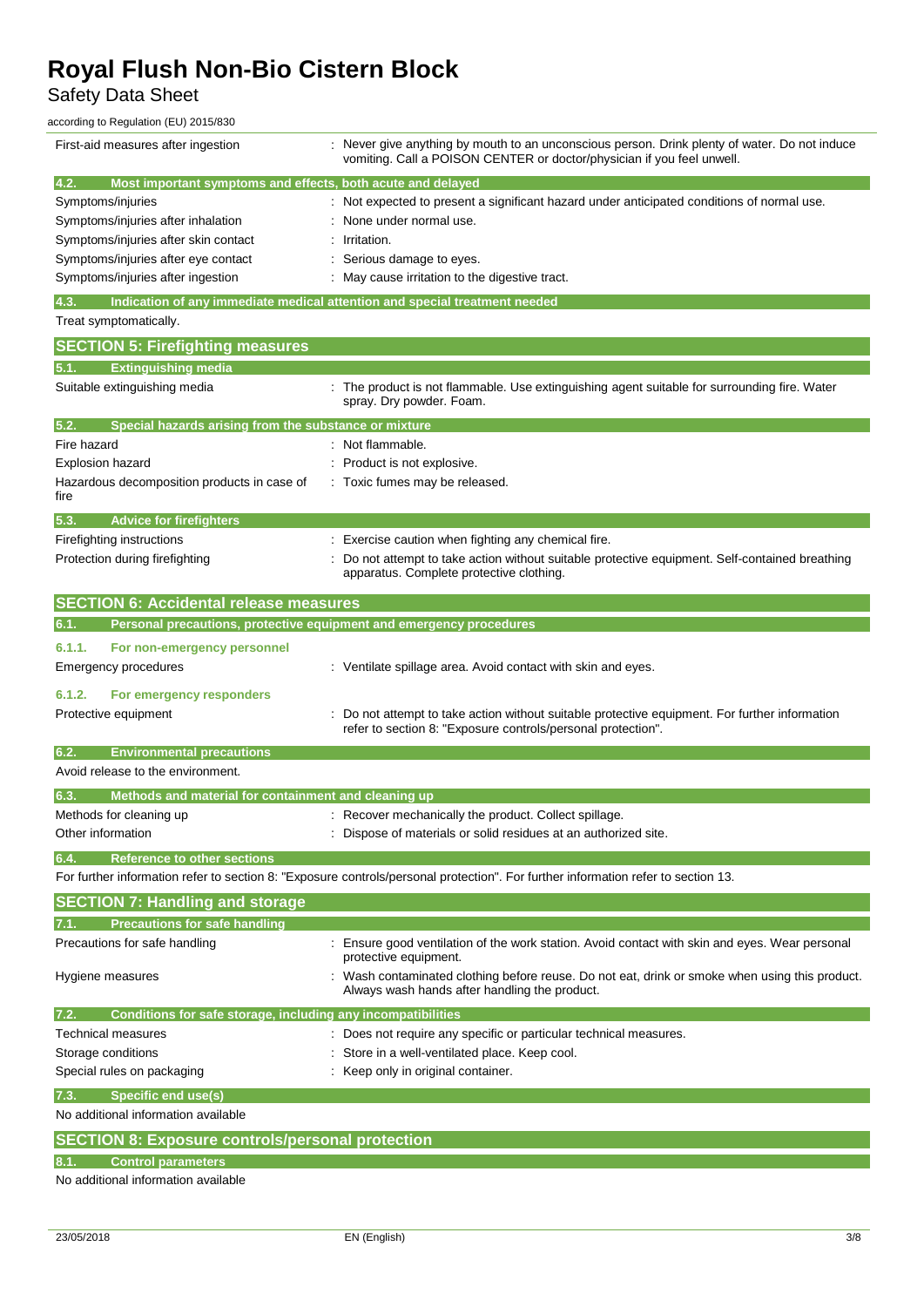| | |
|---|---|
| First-aid measures after ingestion | : Never give anything by mouth to an unconscious person. Drink plenty of water. Do not induce vomiting. Call a POISON CENTER or doctor/physician if you feel unwell. |

### 4.2. Most important symptoms and effects, both acute and delayed

| | |
|---|---|
| Symptoms/injuries | : Not expected to present a significant hazard under anticipated conditions of normal use. |
| Symptoms/injuries after inhalation | : None under normal use. |
| Symptoms/injuries after skin contact | : Irritation. |
| Symptoms/injuries after eye contact | : Serious damage to eyes. |
| Symptoms/injuries after ingestion | : May cause irritation to the digestive tract. |

### 4.3. Indication of any immediate medical attention and special treatment needed

Treat symptomatically.

## SECTION 5: Firefighting measures

### 5.1. Extinguishing media

| | |
|---|---|
| Suitable extinguishing media | : The product is not flammable. Use extinguishing agent suitable for surrounding fire. Water spray. Dry powder. Foam. |

### 5.2. Special hazards arising from the substance or mixture

| | |
|---|---|
| Fire hazard | : Not flammable. |
| Explosion hazard | : Product is not explosive. |
| Hazardous decomposition products in case of fire | : Toxic fumes may be released. |

### 5.3. Advice for firefighters

| | |
|---|---|
| Firefighting instructions | : Exercise caution when fighting any chemical fire. |
| Protection during firefighting | : Do not attempt to take action without suitable protective equipment. Self-contained breathing apparatus. Complete protective clothing. |

## SECTION 6: Accidental release measures

### 6.1. Personal precautions, protective equipment and emergency procedures

#### 6.1.1. For non-emergency personnel

| | |
|---|---|
| Emergency procedures | : Ventilate spillage area. Avoid contact with skin and eyes. |

#### 6.1.2. For emergency responders

| | |
|---|---|
| Protective equipment | : Do not attempt to take action without suitable protective equipment. For further information refer to section 8: "Exposure controls/personal protection". |

### 6.2. Environmental precautions

Avoid release to the environment.

### 6.3. Methods and material for containment and cleaning up

| | |
|---|---|
| Methods for cleaning up | : Recover mechanically the product. Collect spillage. |
| Other information | : Dispose of materials or solid residues at an authorized site. |

### 6.4. Reference to other sections

For further information refer to section 8: "Exposure controls/personal protection". For further information refer to section 13.

## SECTION 7: Handling and storage

### 7.1. Precautions for safe handling

| | |
|---|---|
| Precautions for safe handling | : Ensure good ventilation of the work station. Avoid contact with skin and eyes. Wear personal protective equipment. |
| Hygiene measures | : Wash contaminated clothing before reuse. Do not eat, drink or smoke when using this product. Always wash hands after handling the product. |

### 7.2. Conditions for safe storage, including any incompatibilities

| | |
|---|---|
| Technical measures | : Does not require any specific or particular technical measures. |
| Storage conditions | : Store in a well-ventilated place. Keep cool. |
| Special rules on packaging | : Keep only in original container. |

### 7.3. Specific end use(s)

No additional information available

## SECTION 8: Exposure controls/personal protection

### 8.1. Control parameters

No additional information available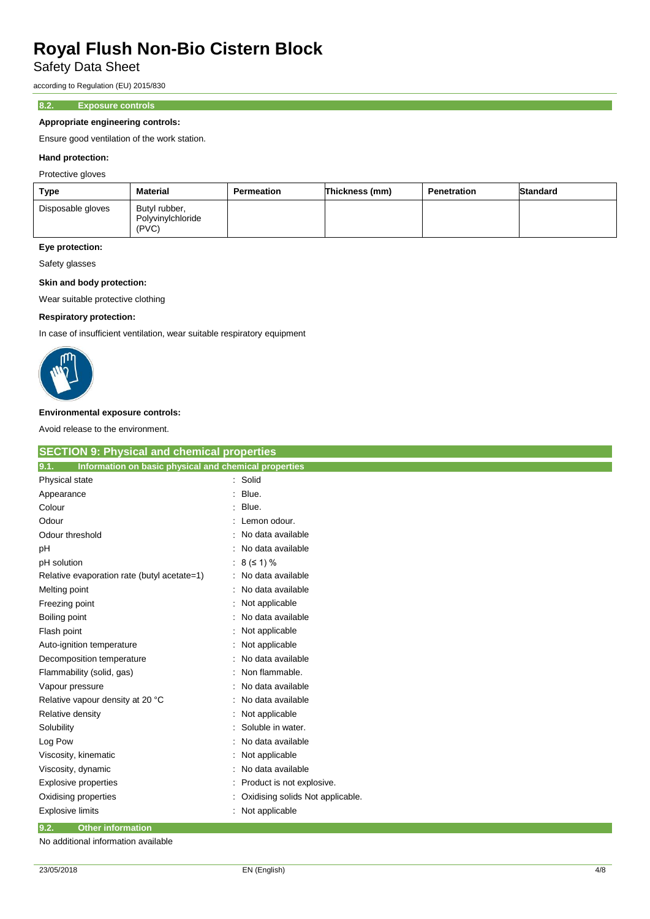### 8.2. Exposure controls

**Appropriate engineering controls:**

Ensure good ventilation of the work station.

**Hand protection:**

Protective gloves

| Type | Material | Permeation | Thickness (mm) | Penetration | Standard |
|---|---|---|---|---|---|
| Disposable gloves | Butyl rubber, Polyvinylchloride (PVC) | | | | |

**Eye protection:**

Safety glasses

**Skin and body protection:**

Wear suitable protective clothing

**Respiratory protection:**

In case of insufficient ventilation, wear suitable respiratory equipment

**Environmental exposure controls:**

Avoid release to the environment.

## SECTION 9: Physical and chemical properties

### 9.1. Information on basic physical and chemical properties

| | |
|---|---|
| Physical state | : Solid |
| Appearance | : Blue. |
| Colour | : Blue. |
| Odour | : Lemon odour. |
| Odour threshold | : No data available |
| pH | : No data available |
| pH solution | : 8 (≤ 1) % |
| Relative evaporation rate (butyl acetate=1) | : No data available |
| Melting point | : No data available |
| Freezing point | : Not applicable |
| Boiling point | : No data available |
| Flash point | : Not applicable |
| Auto-ignition temperature | : Not applicable |
| Decomposition temperature | : No data available |
| Flammability (solid, gas) | : Non flammable. |
| Vapour pressure | : No data available |
| Relative vapour density at 20 °C | : No data available |
| Relative density | : Not applicable |
| Solubility | : Soluble in water. |
| Log Pow | : No data available |
| Viscosity, kinematic | : Not applicable |
| Viscosity, dynamic | : No data available |
| Explosive properties | : Product is not explosive. |
| Oxidising properties | : Oxidising solids Not applicable. |
| Explosive limits | : Not applicable |

### 9.2. Other information

No additional information available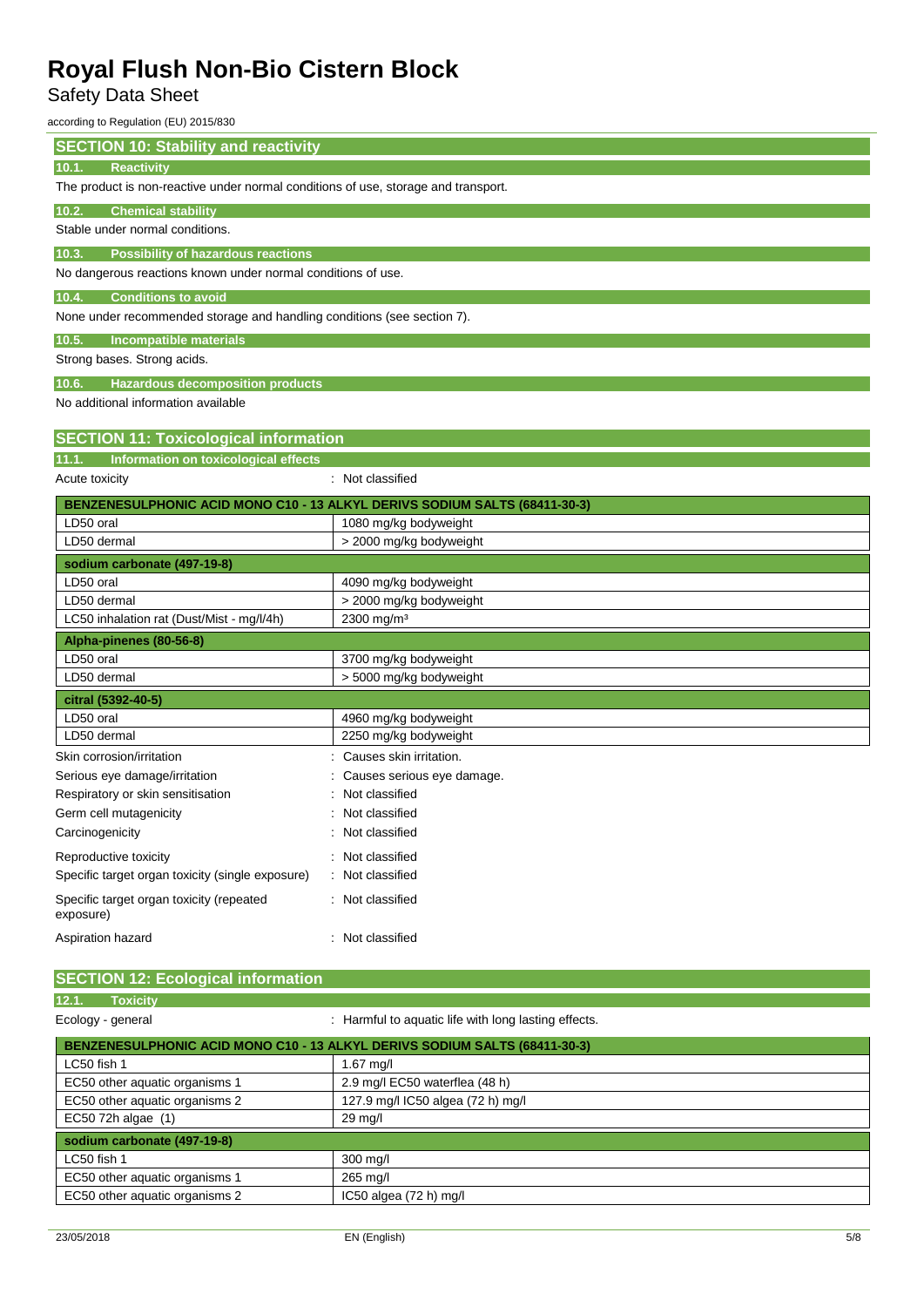## SECTION 10: Stability and reactivity

### 10.1. Reactivity

The product is non-reactive under normal conditions of use, storage and transport.

### 10.2. Chemical stability

Stable under normal conditions.

### 10.3. Possibility of hazardous reactions

No dangerous reactions known under normal conditions of use.

### 10.4. Conditions to avoid

None under recommended storage and handling conditions (see section 7).

### 10.5. Incompatible materials

Strong bases. Strong acids.

### 10.6. Hazardous decomposition products

No additional information available

## SECTION 11: Toxicological information

### 11.1. Information on toxicological effects

Acute toxicity : Not classified

| BENZENESULPHONIC ACID MONO C10 - 13 ALKYL DERIVS SODIUM SALTS (68411-30-3) | |
|---|---|
| LD50 oral | 1080 mg/kg bodyweight |
| LD50 dermal | > 2000 mg/kg bodyweight |
| **sodium carbonate (497-19-8)** | |
| LD50 oral | 4090 mg/kg bodyweight |
| LD50 dermal | > 2000 mg/kg bodyweight |
| LC50 inhalation rat (Dust/Mist - mg/l/4h) | 2300 mg/m³ |
| **Alpha-pinenes (80-56-8)** | |
| LD50 oral | 3700 mg/kg bodyweight |
| LD50 dermal | > 5000 mg/kg bodyweight |
| **citral (5392-40-5)** | |
| LD50 oral | 4960 mg/kg bodyweight |
| LD50 dermal | 2250 mg/kg bodyweight |

Skin corrosion/irritation : Causes skin irritation.

Serious eye damage/irritation : Causes serious eye damage.

Respiratory or skin sensitisation : Not classified

Germ cell mutagenicity : Not classified

Carcinogenicity : Not classified

Reproductive toxicity : Not classified

Specific target organ toxicity (single exposure) : Not classified

Specific target organ toxicity (repeated exposure) : Not classified

Aspiration hazard : Not classified

## SECTION 12: Ecological information

### 12.1. Toxicity

Ecology - general : Harmful to aquatic life with long lasting effects.

| BENZENESULPHONIC ACID MONO C10 - 13 ALKYL DERIVS SODIUM SALTS (68411-30-3) | |
|---|---|
| LC50 fish 1 | 1.67 mg/l |
| EC50 other aquatic organisms 1 | 2.9 mg/l EC50 waterflea (48 h) |
| EC50 other aquatic organisms 2 | 127.9 mg/l IC50 algea (72 h) mg/l |
| EC50 72h algae (1) | 29 mg/l |
| **sodium carbonate (497-19-8)** | |
| LC50 fish 1 | 300 mg/l |
| EC50 other aquatic organisms 1 | 265 mg/l |
| EC50 other aquatic organisms 2 | IC50 algea (72 h) mg/l |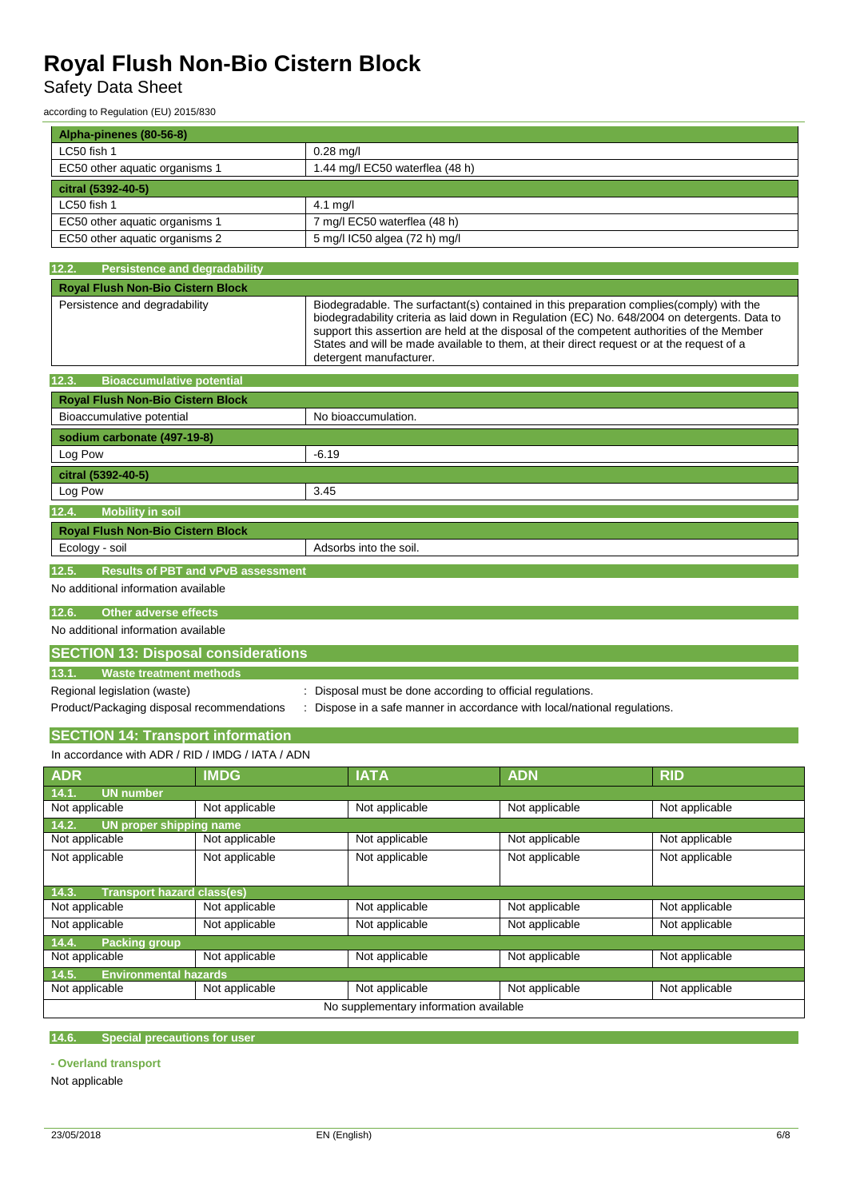| Alpha-pinenes (80-56-8) | |
|---|---|
| LC50 fish 1 | 0.28 mg/l |
| EC50 other aquatic organisms 1 | 1.44 mg/l EC50 waterflea (48 h) |

| citral (5392-40-5) | |
|---|---|
| LC50 fish 1 | 4.1 mg/l |
| EC50 other aquatic organisms 1 | 7 mg/l EC50 waterflea (48 h) |
| EC50 other aquatic organisms 2 | 5 mg/l IC50 algea (72 h) mg/l |

### 12.2. Persistence and degradability

| Royal Flush Non-Bio Cistern Block | |
|---|---|
| Persistence and degradability | Biodegradable. The surfactant(s) contained in this preparation complies(comply) with the biodegradability criteria as laid down in Regulation (EC) No. 648/2004 on detergents. Data to support this assertion are held at the disposal of the competent authorities of the Member States and will be made available to them, at their direct request or at the request of a detergent manufacturer. |

### 12.3. Bioaccumulative potential

| Royal Flush Non-Bio Cistern Block | |
|---|---|
| Bioaccumulative potential | No bioaccumulation. |

| sodium carbonate (497-19-8) | |
|---|---|
| Log Pow | -6.19 |

| citral (5392-40-5) | |
|---|---|
| Log Pow | 3.45 |

### 12.4. Mobility in soil

| Royal Flush Non-Bio Cistern Block | |
|---|---|
| Ecology - soil | Adsorbs into the soil. |

### 12.5. Results of PBT and vPvB assessment

No additional information available

### 12.6. Other adverse effects

No additional information available

## SECTION 13: Disposal considerations

### 13.1. Waste treatment methods

Regional legislation (waste) : Disposal must be done according to official regulations.

Product/Packaging disposal recommendations : Dispose in a safe manner in accordance with local/national regulations.

## SECTION 14: Transport information

In accordance with ADR / RID / IMDG / IATA / ADN

| ADR | IMDG | IATA | ADN | RID |
|---|---|---|---|---|
| **14.1. UN number** | | | | |
| Not applicable | Not applicable | Not applicable | Not applicable | Not applicable |
| **14.2. UN proper shipping name** | | | | |
| Not applicable | Not applicable | Not applicable | Not applicable | Not applicable |
| Not applicable | Not applicable | Not applicable | Not applicable | Not applicable |
| **14.3. Transport hazard class(es)** | | | | |
| Not applicable | Not applicable | Not applicable | Not applicable | Not applicable |
| Not applicable | Not applicable | Not applicable | Not applicable | Not applicable |
| **14.4. Packing group** | | | | |
| Not applicable | Not applicable | Not applicable | Not applicable | Not applicable |
| **14.5. Environmental hazards** | | | | |
| Not applicable | Not applicable | Not applicable | Not applicable | Not applicable |
| No supplementary information available | | | | |

### 14.6. Special precautions for user

**- Overland transport**

Not applicable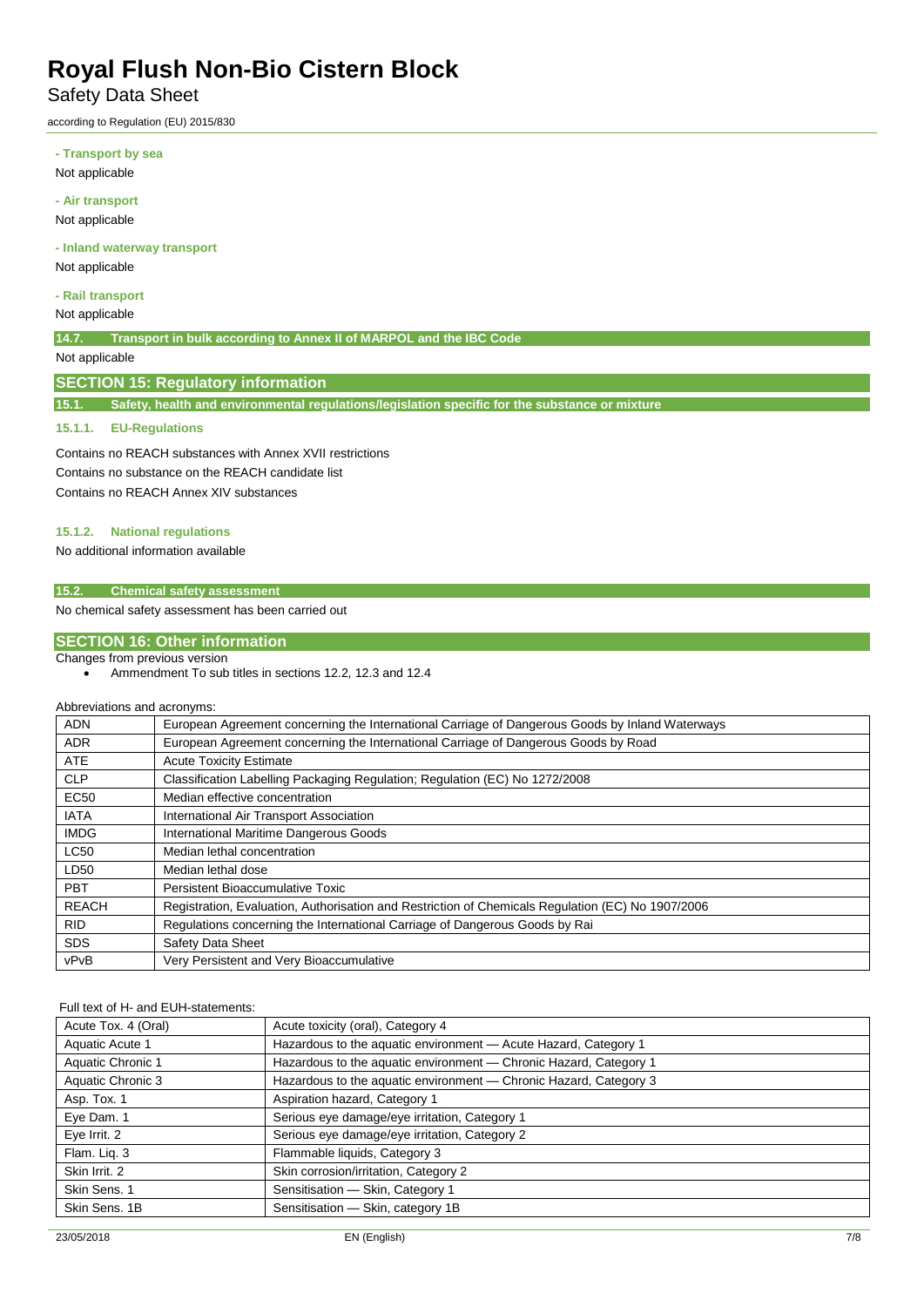**- Transport by sea**

Not applicable

**- Air transport**

Not applicable

**- Inland waterway transport**

Not applicable

**- Rail transport**

Not applicable

### 14.7. Transport in bulk according to Annex II of MARPOL and the IBC Code

Not applicable

## SECTION 15: Regulatory information

### 15.1. Safety, health and environmental regulations/legislation specific for the substance or mixture

#### 15.1.1. EU-Regulations

Contains no REACH substances with Annex XVII restrictions

Contains no substance on the REACH candidate list

Contains no REACH Annex XIV substances

#### 15.1.2. National regulations

No additional information available

### 15.2. Chemical safety assessment

No chemical safety assessment has been carried out

## SECTION 16: Other information

Changes from previous version

- Ammendment To sub titles in sections 12.2, 12.3 and 12.4

Abbreviations and acronyms:

| | |
|---|---|
| ADN | European Agreement concerning the International Carriage of Dangerous Goods by Inland Waterways |
| ADR | European Agreement concerning the International Carriage of Dangerous Goods by Road |
| ATE | Acute Toxicity Estimate |
| CLP | Classification Labelling Packaging Regulation; Regulation (EC) No 1272/2008 |
| EC50 | Median effective concentration |
| IATA | International Air Transport Association |
| IMDG | International Maritime Dangerous Goods |
| LC50 | Median lethal concentration |
| LD50 | Median lethal dose |
| PBT | Persistent Bioaccumulative Toxic |
| REACH | Registration, Evaluation, Authorisation and Restriction of Chemicals Regulation (EC) No 1907/2006 |
| RID | Regulations concerning the International Carriage of Dangerous Goods by Rai |
| SDS | Safety Data Sheet |
| vPvB | Very Persistent and Very Bioaccumulative |

Full text of H- and EUH-statements:

| | |
|---|---|
| Acute Tox. 4 (Oral) | Acute toxicity (oral), Category 4 |
| Aquatic Acute 1 | Hazardous to the aquatic environment — Acute Hazard, Category 1 |
| Aquatic Chronic 1 | Hazardous to the aquatic environment — Chronic Hazard, Category 1 |
| Aquatic Chronic 3 | Hazardous to the aquatic environment — Chronic Hazard, Category 3 |
| Asp. Tox. 1 | Aspiration hazard, Category 1 |
| Eye Dam. 1 | Serious eye damage/eye irritation, Category 1 |
| Eye Irrit. 2 | Serious eye damage/eye irritation, Category 2 |
| Flam. Liq. 3 | Flammable liquids, Category 3 |
| Skin Irrit. 2 | Skin corrosion/irritation, Category 2 |
| Skin Sens. 1 | Sensitisation — Skin, Category 1 |
| Skin Sens. 1B | Sensitisation — Skin, category 1B |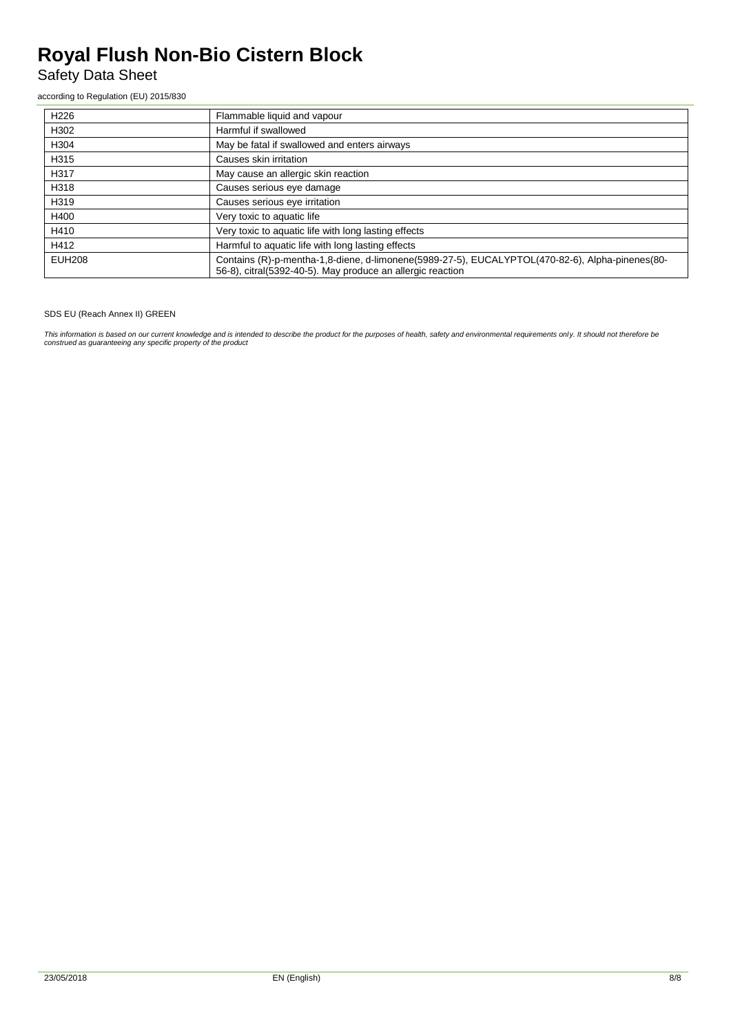| | |
|---|---|
| H226 | Flammable liquid and vapour |
| H302 | Harmful if swallowed |
| H304 | May be fatal if swallowed and enters airways |
| H315 | Causes skin irritation |
| H317 | May cause an allergic skin reaction |
| H318 | Causes serious eye damage |
| H319 | Causes serious eye irritation |
| H400 | Very toxic to aquatic life |
| H410 | Very toxic to aquatic life with long lasting effects |
| H412 | Harmful to aquatic life with long lasting effects |
| EUH208 | Contains (R)-p-mentha-1,8-diene, d-limonene(5989-27-5), EUCALYPTOL(470-82-6), Alpha-pinenes(80-56-8), citral(5392-40-5). May produce an allergic reaction |

SDS EU (Reach Annex II) GREEN

*This information is based on our current knowledge and is intended to describe the product for the purposes of health, safety and environmental requirements only. It should not therefore be construed as guaranteeing any specific property of the product*